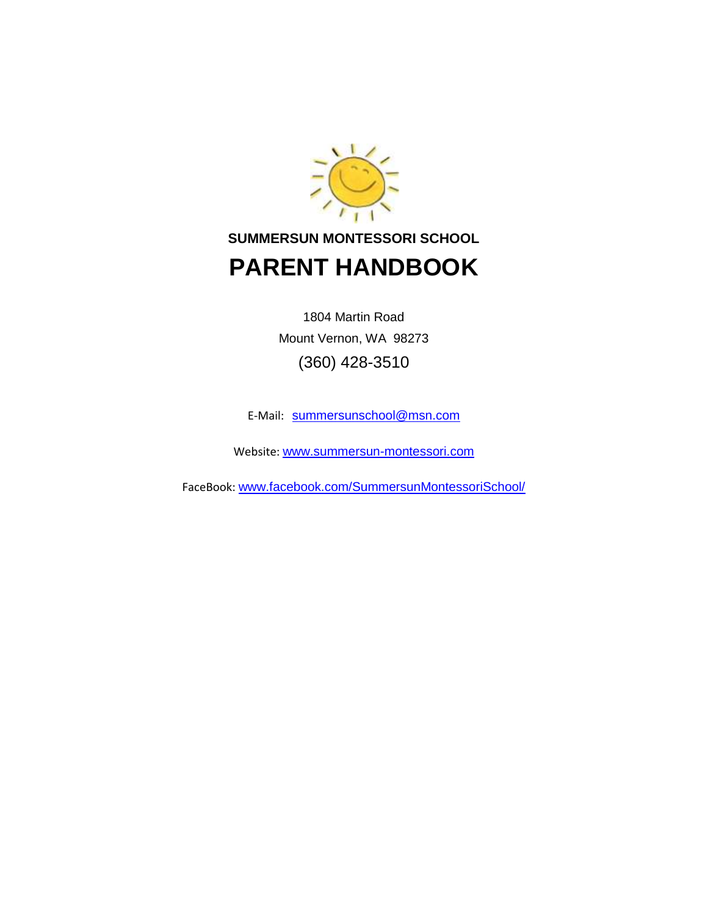**SUMMERSUN MONTESSORI SCHOOL**

# PARENT HANDBOOK

1804 Martin Road

Mount Vernon, WA 98273

(360) 428-3510

E-Mail: summersunschool@msn.com

Website: www.summersun-montessori.com

FaceBook: www.facebook.com/SummersunMontessoriSchool/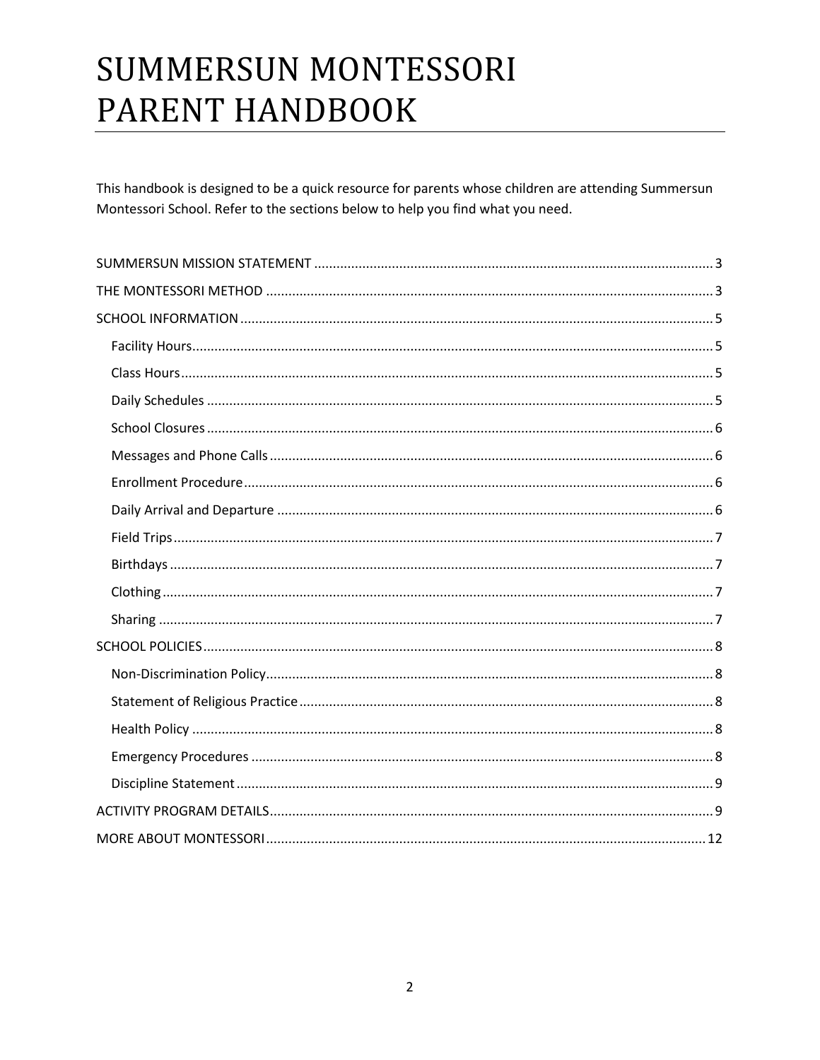# SUMMERSUN MONTESSORI PARENT HANDBOOK

This handbook is designed to be a quick resource for parents whose children are attending Summersun Montessori School. Refer to the sections below to help you find what you need.

- SUMMERSUN MISSION STATEMENT ........ 3
- THE MONTESSORI METHOD ........ 3
- SCHOOL INFORMATION ........ 5
  - Facility Hours ........ 5
  - Class Hours ........ 5
  - Daily Schedules ........ 5
  - School Closures ........ 6
  - Messages and Phone Calls ........ 6
  - Enrollment Procedure ........ 6
  - Daily Arrival and Departure ........ 6
  - Field Trips ........ 7
  - Birthdays ........ 7
  - Clothing ........ 7
  - Sharing ........ 7
- SCHOOL POLICIES ........ 8
  - Non-Discrimination Policy ........ 8
  - Statement of Religious Practice ........ 8
  - Health Policy ........ 8
  - Emergency Procedures ........ 8
  - Discipline Statement ........ 9
- ACTIVITY PROGRAM DETAILS ........ 9
- MORE ABOUT MONTESSORI ........ 12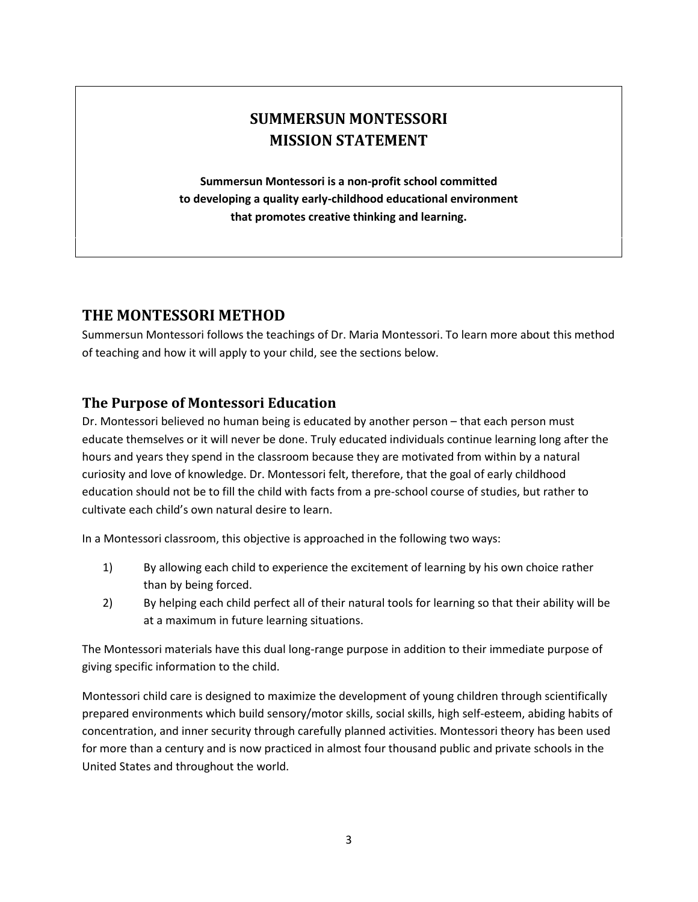# SUMMERSUN MONTESSORI
# MISSION STATEMENT

**Summersun Montessori is a non-profit school committed to developing a quality early-childhood educational environment that promotes creative thinking and learning.**

## THE MONTESSORI METHOD

Summersun Montessori follows the teachings of Dr. Maria Montessori. To learn more about this method of teaching and how it will apply to your child, see the sections below.

### The Purpose of Montessori Education

Dr. Montessori believed no human being is educated by another person – that each person must educate themselves or it will never be done. Truly educated individuals continue learning long after the hours and years they spend in the classroom because they are motivated from within by a natural curiosity and love of knowledge. Dr. Montessori felt, therefore, that the goal of early childhood education should not be to fill the child with facts from a pre-school course of studies, but rather to cultivate each child's own natural desire to learn.

In a Montessori classroom, this objective is approached in the following two ways:

1) By allowing each child to experience the excitement of learning by his own choice rather than by being forced.
2) By helping each child perfect all of their natural tools for learning so that their ability will be at a maximum in future learning situations.

The Montessori materials have this dual long-range purpose in addition to their immediate purpose of giving specific information to the child.

Montessori child care is designed to maximize the development of young children through scientifically prepared environments which build sensory/motor skills, social skills, high self-esteem, abiding habits of concentration, and inner security through carefully planned activities. Montessori theory has been used for more than a century and is now practiced in almost four thousand public and private schools in the United States and throughout the world.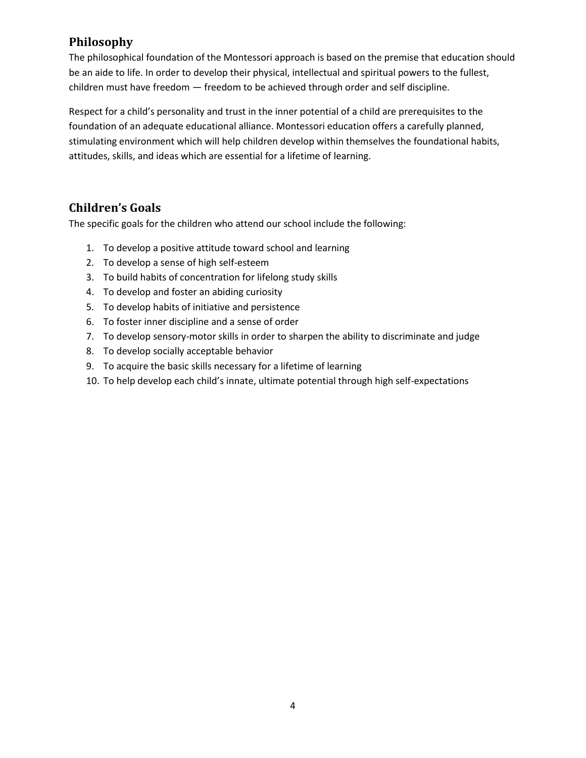## Philosophy

The philosophical foundation of the Montessori approach is based on the premise that education should be an aide to life. In order to develop their physical, intellectual and spiritual powers to the fullest, children must have freedom — freedom to be achieved through order and self discipline.

Respect for a child's personality and trust in the inner potential of a child are prerequisites to the foundation of an adequate educational alliance. Montessori education offers a carefully planned, stimulating environment which will help children develop within themselves the foundational habits, attitudes, skills, and ideas which are essential for a lifetime of learning.

## Children's Goals

The specific goals for the children who attend our school include the following:

1. To develop a positive attitude toward school and learning
2. To develop a sense of high self-esteem
3. To build habits of concentration for lifelong study skills
4. To develop and foster an abiding curiosity
5. To develop habits of initiative and persistence
6. To foster inner discipline and a sense of order
7. To develop sensory-motor skills in order to sharpen the ability to discriminate and judge
8. To develop socially acceptable behavior
9. To acquire the basic skills necessary for a lifetime of learning
10. To help develop each child's innate, ultimate potential through high self-expectations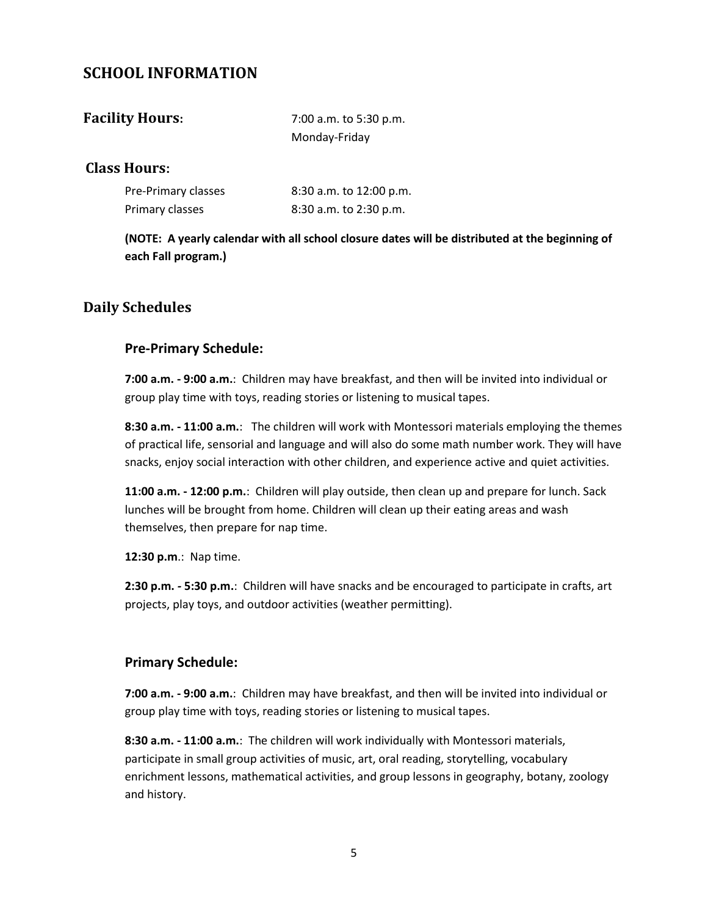## SCHOOL INFORMATION

### Facility Hours:

7:00 a.m. to 5:30 p.m.
Monday-Friday

### Class Hours:

| | |
|---|---|
| Pre-Primary classes | 8:30 a.m. to 12:00 p.m. |
| Primary classes | 8:30 a.m. to 2:30 p.m. |

**(NOTE: A yearly calendar with all school closure dates will be distributed at the beginning of each Fall program.)**

## Daily Schedules

### Pre-Primary Schedule:

**7:00 a.m. - 9:00 a.m.**: Children may have breakfast, and then will be invited into individual or group play time with toys, reading stories or listening to musical tapes.

**8:30 a.m. - 11:00 a.m.**: The children will work with Montessori materials employing the themes of practical life, sensorial and language and will also do some math number work. They will have snacks, enjoy social interaction with other children, and experience active and quiet activities.

**11:00 a.m. - 12:00 p.m.**: Children will play outside, then clean up and prepare for lunch. Sack lunches will be brought from home. Children will clean up their eating areas and wash themselves, then prepare for nap time.

**12:30 p.m**.: Nap time.

**2:30 p.m. - 5:30 p.m.**: Children will have snacks and be encouraged to participate in crafts, art projects, play toys, and outdoor activities (weather permitting).

### Primary Schedule:

**7:00 a.m. - 9:00 a.m.**: Children may have breakfast, and then will be invited into individual or group play time with toys, reading stories or listening to musical tapes.

**8:30 a.m. - 11:00 a.m.**: The children will work individually with Montessori materials, participate in small group activities of music, art, oral reading, storytelling, vocabulary enrichment lessons, mathematical activities, and group lessons in geography, botany, zoology and history.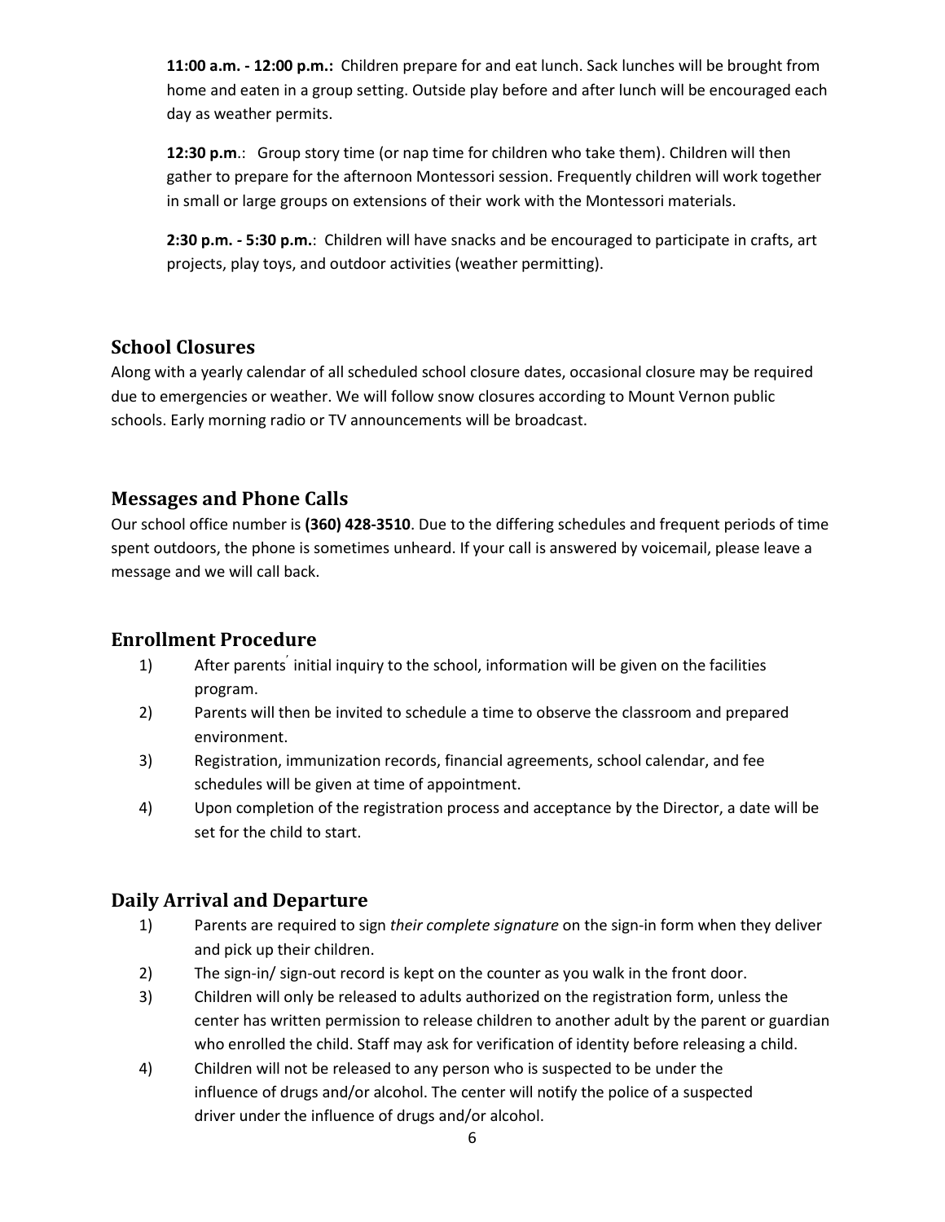**11:00 a.m. - 12:00 p.m.:** Children prepare for and eat lunch. Sack lunches will be brought from home and eaten in a group setting. Outside play before and after lunch will be encouraged each day as weather permits.

**12:30 p.m**.: Group story time (or nap time for children who take them). Children will then gather to prepare for the afternoon Montessori session. Frequently children will work together in small or large groups on extensions of their work with the Montessori materials.

**2:30 p.m. - 5:30 p.m.**: Children will have snacks and be encouraged to participate in crafts, art projects, play toys, and outdoor activities (weather permitting).

## School Closures

Along with a yearly calendar of all scheduled school closure dates, occasional closure may be required due to emergencies or weather. We will follow snow closures according to Mount Vernon public schools. Early morning radio or TV announcements will be broadcast.

## Messages and Phone Calls

Our school office number is **(360) 428-3510**. Due to the differing schedules and frequent periods of time spent outdoors, the phone is sometimes unheard. If your call is answered by voicemail, please leave a message and we will call back.

## Enrollment Procedure

1) After parents' initial inquiry to the school, information will be given on the facilities program.
2) Parents will then be invited to schedule a time to observe the classroom and prepared environment.
3) Registration, immunization records, financial agreements, school calendar, and fee schedules will be given at time of appointment.
4) Upon completion of the registration process and acceptance by the Director, a date will be set for the child to start.

## Daily Arrival and Departure

1) Parents are required to sign *their complete signature* on the sign-in form when they deliver and pick up their children.
2) The sign-in/ sign-out record is kept on the counter as you walk in the front door.
3) Children will only be released to adults authorized on the registration form, unless the center has written permission to release children to another adult by the parent or guardian who enrolled the child. Staff may ask for verification of identity before releasing a child.
4) Children will not be released to any person who is suspected to be under the influence of drugs and/or alcohol. The center will notify the police of a suspected driver under the influence of drugs and/or alcohol.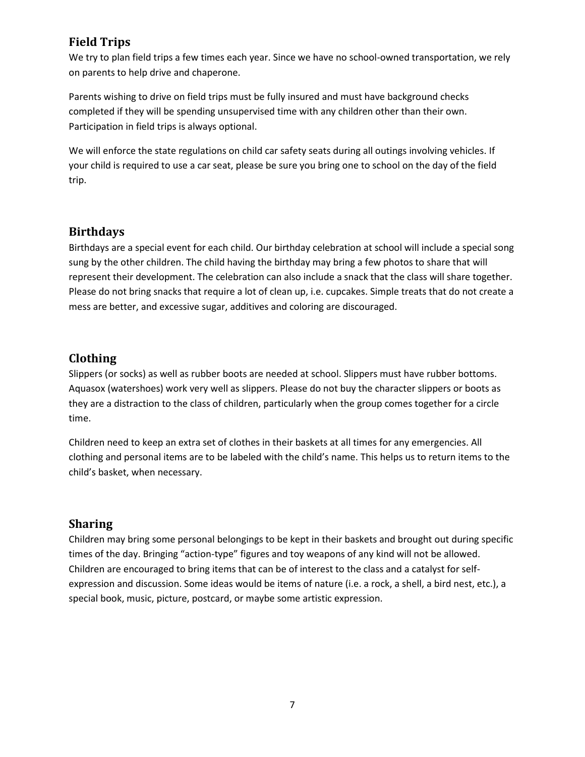## Field Trips

We try to plan field trips a few times each year. Since we have no school-owned transportation, we rely on parents to help drive and chaperone.

Parents wishing to drive on field trips must be fully insured and must have background checks completed if they will be spending unsupervised time with any children other than their own. Participation in field trips is always optional.

We will enforce the state regulations on child car safety seats during all outings involving vehicles. If your child is required to use a car seat, please be sure you bring one to school on the day of the field trip.

## Birthdays

Birthdays are a special event for each child. Our birthday celebration at school will include a special song sung by the other children. The child having the birthday may bring a few photos to share that will represent their development. The celebration can also include a snack that the class will share together. Please do not bring snacks that require a lot of clean up, i.e. cupcakes. Simple treats that do not create a mess are better, and excessive sugar, additives and coloring are discouraged.

## Clothing

Slippers (or socks) as well as rubber boots are needed at school. Slippers must have rubber bottoms. Aquasox (watershoes) work very well as slippers. Please do not buy the character slippers or boots as they are a distraction to the class of children, particularly when the group comes together for a circle time.

Children need to keep an extra set of clothes in their baskets at all times for any emergencies. All clothing and personal items are to be labeled with the child's name. This helps us to return items to the child's basket, when necessary.

## Sharing

Children may bring some personal belongings to be kept in their baskets and brought out during specific times of the day. Bringing "action-type" figures and toy weapons of any kind will not be allowed. Children are encouraged to bring items that can be of interest to the class and a catalyst for self-expression and discussion. Some ideas would be items of nature (i.e. a rock, a shell, a bird nest, etc.), a special book, music, picture, postcard, or maybe some artistic expression.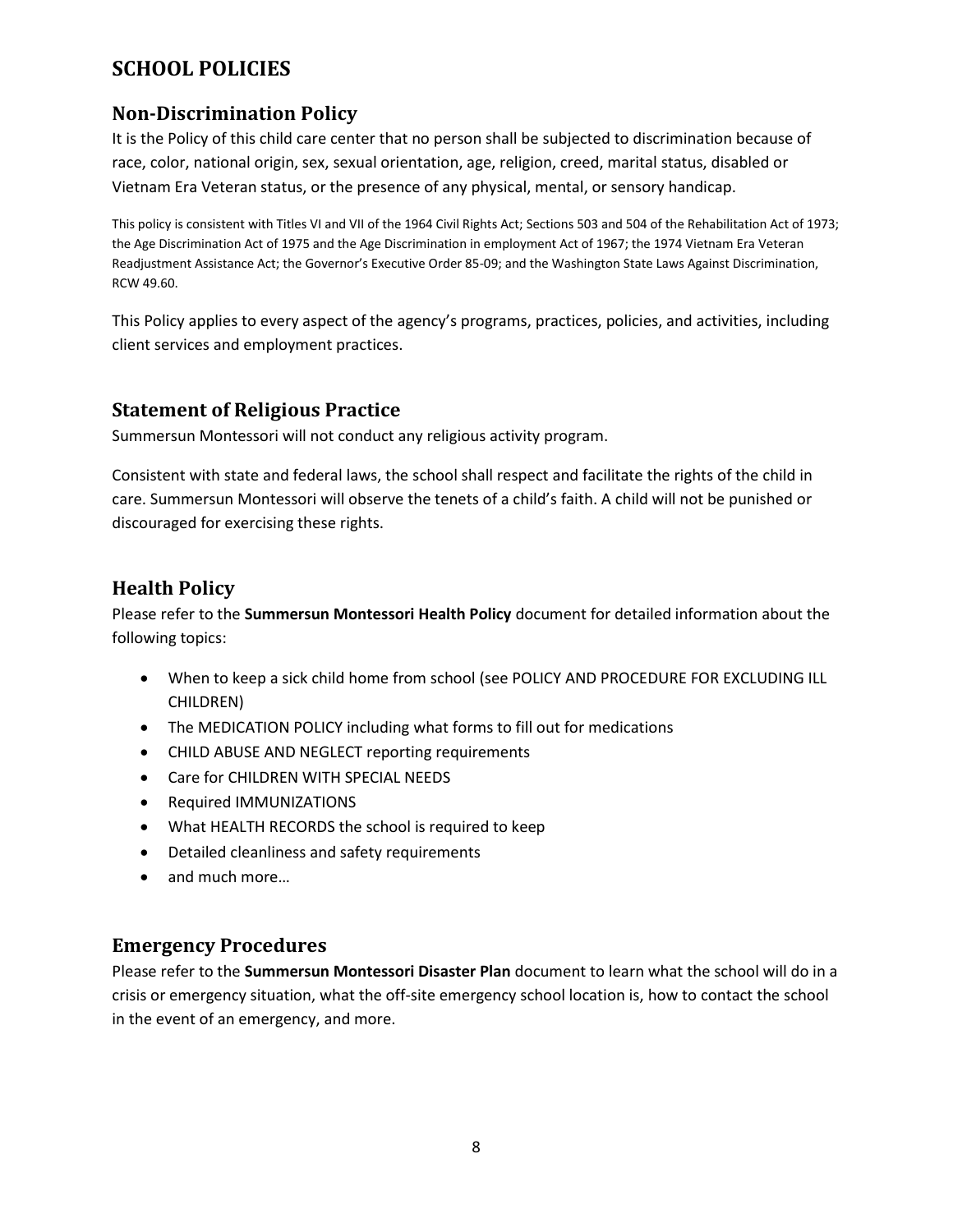# SCHOOL POLICIES

## Non-Discrimination Policy

It is the Policy of this child care center that no person shall be subjected to discrimination because of race, color, national origin, sex, sexual orientation, age, religion, creed, marital status, disabled or Vietnam Era Veteran status, or the presence of any physical, mental, or sensory handicap.

This policy is consistent with Titles VI and VII of the 1964 Civil Rights Act; Sections 503 and 504 of the Rehabilitation Act of 1973; the Age Discrimination Act of 1975 and the Age Discrimination in employment Act of 1967; the 1974 Vietnam Era Veteran Readjustment Assistance Act; the Governor's Executive Order 85-09; and the Washington State Laws Against Discrimination, RCW 49.60.

This Policy applies to every aspect of the agency's programs, practices, policies, and activities, including client services and employment practices.

## Statement of Religious Practice

Summersun Montessori will not conduct any religious activity program.

Consistent with state and federal laws, the school shall respect and facilitate the rights of the child in care. Summersun Montessori will observe the tenets of a child's faith. A child will not be punished or discouraged for exercising these rights.

## Health Policy

Please refer to the **Summersun Montessori Health Policy** document for detailed information about the following topics:

- When to keep a sick child home from school (see POLICY AND PROCEDURE FOR EXCLUDING ILL CHILDREN)
- The MEDICATION POLICY including what forms to fill out for medications
- CHILD ABUSE AND NEGLECT reporting requirements
- Care for CHILDREN WITH SPECIAL NEEDS
- Required IMMUNIZATIONS
- What HEALTH RECORDS the school is required to keep
- Detailed cleanliness and safety requirements
- and much more…

## Emergency Procedures

Please refer to the **Summersun Montessori Disaster Plan** document to learn what the school will do in a crisis or emergency situation, what the off-site emergency school location is, how to contact the school in the event of an emergency, and more.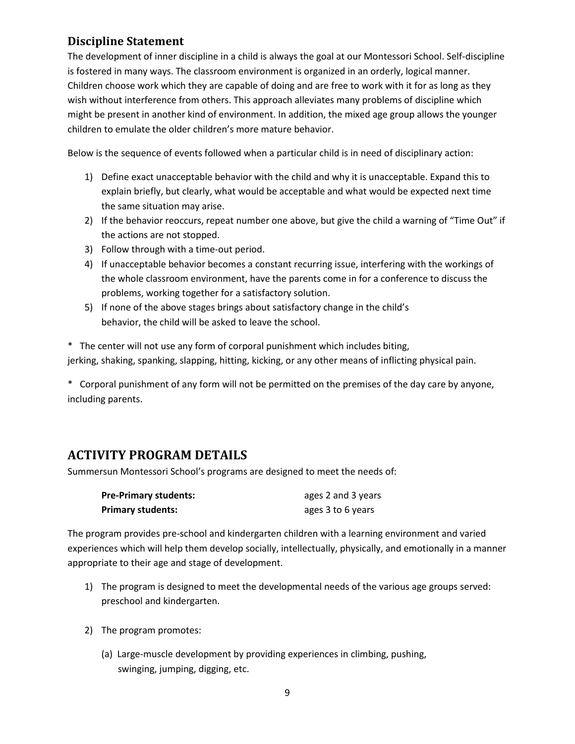## Discipline Statement

The development of inner discipline in a child is always the goal at our Montessori School. Self-discipline is fostered in many ways. The classroom environment is organized in an orderly, logical manner. Children choose work which they are capable of doing and are free to work with it for as long as they wish without interference from others. This approach alleviates many problems of discipline which might be present in another kind of environment. In addition, the mixed age group allows the younger children to emulate the older children's more mature behavior.

Below is the sequence of events followed when a particular child is in need of disciplinary action:

1) Define exact unacceptable behavior with the child and why it is unacceptable. Expand this to explain briefly, but clearly, what would be acceptable and what would be expected next time the same situation may arise.
2) If the behavior reoccurs, repeat number one above, but give the child a warning of "Time Out" if the actions are not stopped.
3) Follow through with a time-out period.
4) If unacceptable behavior becomes a constant recurring issue, interfering with the workings of the whole classroom environment, have the parents come in for a conference to discuss the problems, working together for a satisfactory solution.
5) If none of the above stages brings about satisfactory change in the child's behavior, the child will be asked to leave the school.

\* The center will not use any form of corporal punishment which includes biting, jerking, shaking, spanking, slapping, hitting, kicking, or any other means of inflicting physical pain.

\* Corporal punishment of any form will not be permitted on the premises of the day care by anyone, including parents.

# ACTIVITY PROGRAM DETAILS

Summersun Montessori School's programs are designed to meet the needs of:

| | |
|---|---|
| **Pre-Primary students:** | ages 2 and 3 years |
| **Primary students:** | ages 3 to 6 years |

The program provides pre-school and kindergarten children with a learning environment and varied experiences which will help them develop socially, intellectually, physically, and emotionally in a manner appropriate to their age and stage of development.

1) The program is designed to meet the developmental needs of the various age groups served: preschool and kindergarten.

2) The program promotes:

   (a) Large-muscle development by providing experiences in climbing, pushing, swinging, jumping, digging, etc.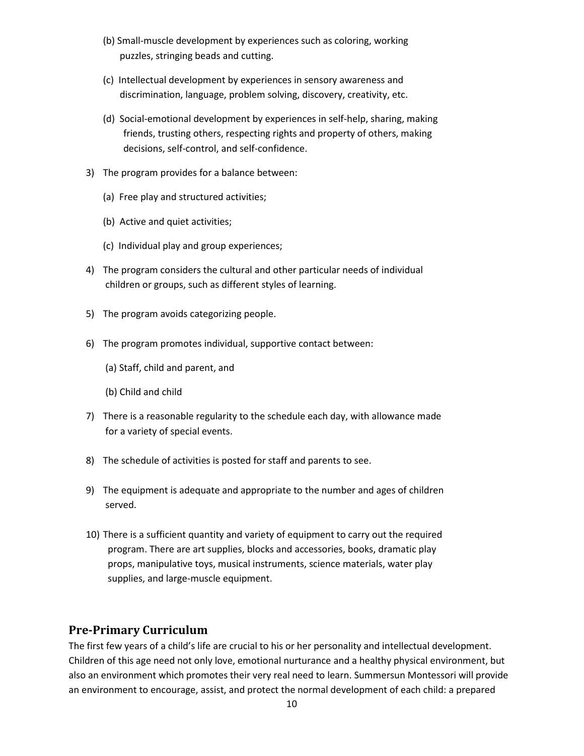(b) Small-muscle development by experiences such as coloring, working puzzles, stringing beads and cutting.

(c) Intellectual development by experiences in sensory awareness and discrimination, language, problem solving, discovery, creativity, etc.

(d) Social-emotional development by experiences in self-help, sharing, making friends, trusting others, respecting rights and property of others, making decisions, self-control, and self-confidence.

3) The program provides for a balance between:

   (a) Free play and structured activities;

   (b) Active and quiet activities;

   (c) Individual play and group experiences;

4) The program considers the cultural and other particular needs of individual children or groups, such as different styles of learning.

5) The program avoids categorizing people.

6) The program promotes individual, supportive contact between:

   (a) Staff, child and parent, and

   (b) Child and child

7) There is a reasonable regularity to the schedule each day, with allowance made for a variety of special events.

8) The schedule of activities is posted for staff and parents to see.

9) The equipment is adequate and appropriate to the number and ages of children served.

10) There is a sufficient quantity and variety of equipment to carry out the required program. There are art supplies, blocks and accessories, books, dramatic play props, manipulative toys, musical instruments, science materials, water play supplies, and large-muscle equipment.

## Pre-Primary Curriculum

The first few years of a child's life are crucial to his or her personality and intellectual development. Children of this age need not only love, emotional nurturance and a healthy physical environment, but also an environment which promotes their very real need to learn. Summersun Montessori will provide an environment to encourage, assist, and protect the normal development of each child: a prepared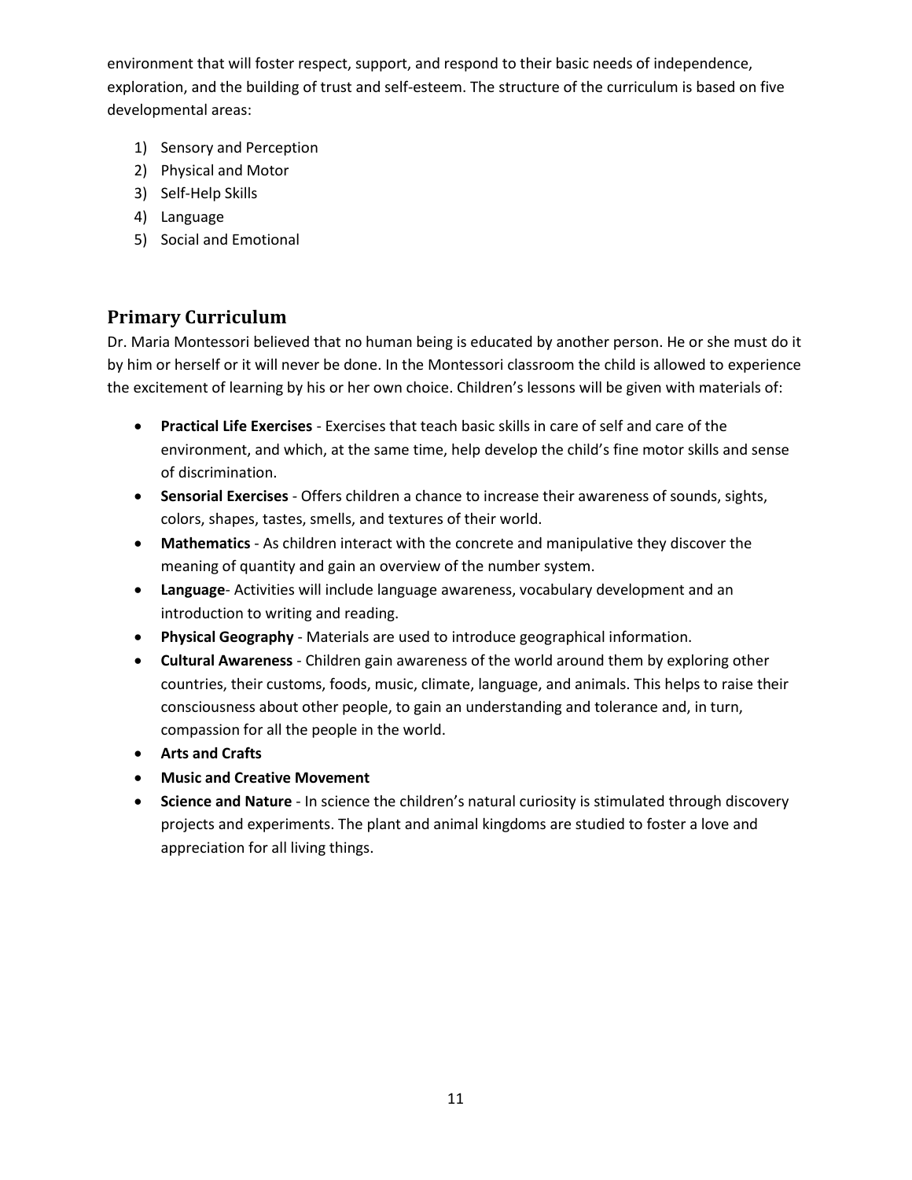environment that will foster respect, support, and respond to their basic needs of independence, exploration, and the building of trust and self-esteem. The structure of the curriculum is based on five developmental areas:

1) Sensory and Perception
2) Physical and Motor
3) Self-Help Skills
4) Language
5) Social and Emotional

## Primary Curriculum

Dr. Maria Montessori believed that no human being is educated by another person. He or she must do it by him or herself or it will never be done. In the Montessori classroom the child is allowed to experience the excitement of learning by his or her own choice. Children's lessons will be given with materials of:

- **Practical Life Exercises** - Exercises that teach basic skills in care of self and care of the environment, and which, at the same time, help develop the child's fine motor skills and sense of discrimination.
- **Sensorial Exercises** - Offers children a chance to increase their awareness of sounds, sights, colors, shapes, tastes, smells, and textures of their world.
- **Mathematics** - As children interact with the concrete and manipulative they discover the meaning of quantity and gain an overview of the number system.
- **Language**- Activities will include language awareness, vocabulary development and an introduction to writing and reading.
- **Physical Geography** - Materials are used to introduce geographical information.
- **Cultural Awareness** - Children gain awareness of the world around them by exploring other countries, their customs, foods, music, climate, language, and animals. This helps to raise their consciousness about other people, to gain an understanding and tolerance and, in turn, compassion for all the people in the world.
- **Arts and Crafts**
- **Music and Creative Movement**
- **Science and Nature** - In science the children's natural curiosity is stimulated through discovery projects and experiments. The plant and animal kingdoms are studied to foster a love and appreciation for all living things.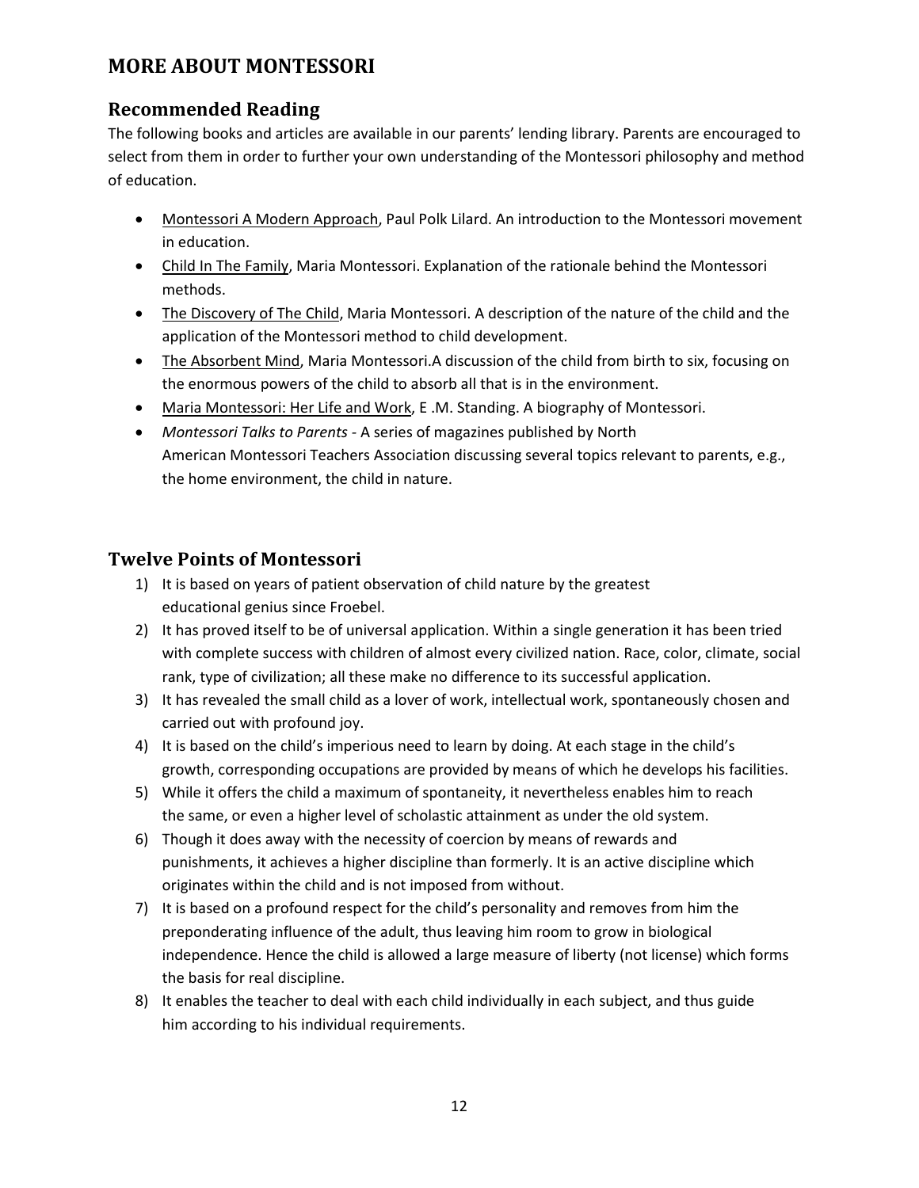# MORE ABOUT MONTESSORI

## Recommended Reading

The following books and articles are available in our parents' lending library. Parents are encouraged to select from them in order to further your own understanding of the Montessori philosophy and method of education.

- Montessori A Modern Approach, Paul Polk Lilard. An introduction to the Montessori movement in education.
- Child In The Family, Maria Montessori. Explanation of the rationale behind the Montessori methods.
- The Discovery of The Child, Maria Montessori. A description of the nature of the child and the application of the Montessori method to child development.
- The Absorbent Mind, Maria Montessori.A discussion of the child from birth to six, focusing on the enormous powers of the child to absorb all that is in the environment.
- Maria Montessori: Her Life and Work, E .M. Standing. A biography of Montessori.
- *Montessori Talks to Parents* - A series of magazines published by North American Montessori Teachers Association discussing several topics relevant to parents, e.g., the home environment, the child in nature.

## Twelve Points of Montessori

1) It is based on years of patient observation of child nature by the greatest educational genius since Froebel.
2) It has proved itself to be of universal application. Within a single generation it has been tried with complete success with children of almost every civilized nation. Race, color, climate, social rank, type of civilization; all these make no difference to its successful application.
3) It has revealed the small child as a lover of work, intellectual work, spontaneously chosen and carried out with profound joy.
4) It is based on the child's imperious need to learn by doing. At each stage in the child's growth, corresponding occupations are provided by means of which he develops his facilities.
5) While it offers the child a maximum of spontaneity, it nevertheless enables him to reach the same, or even a higher level of scholastic attainment as under the old system.
6) Though it does away with the necessity of coercion by means of rewards and punishments, it achieves a higher discipline than formerly. It is an active discipline which originates within the child and is not imposed from without.
7) It is based on a profound respect for the child's personality and removes from him the preponderating influence of the adult, thus leaving him room to grow in biological independence. Hence the child is allowed a large measure of liberty (not license) which forms the basis for real discipline.
8) It enables the teacher to deal with each child individually in each subject, and thus guide him according to his individual requirements.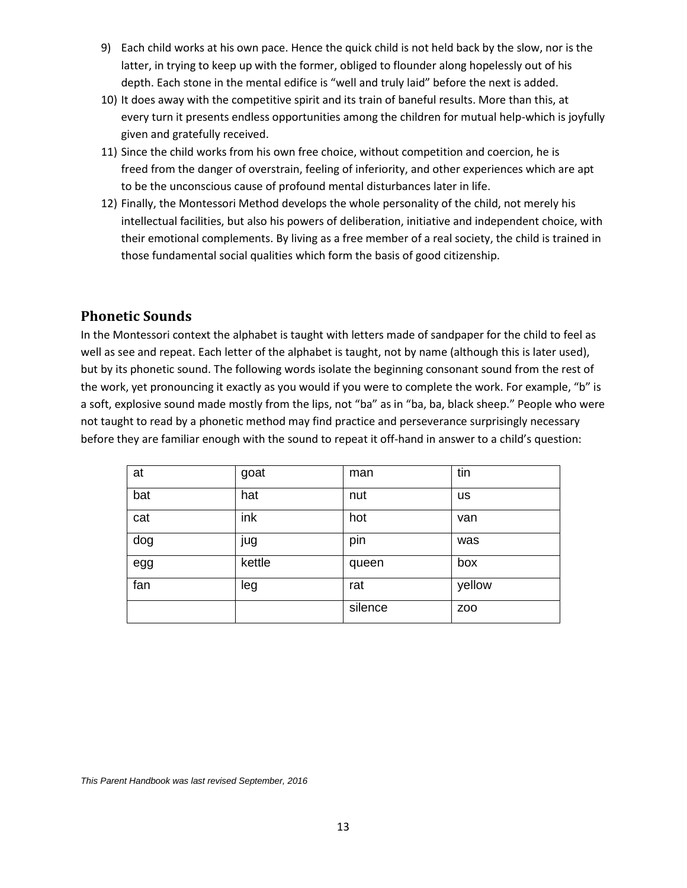9) Each child works at his own pace. Hence the quick child is not held back by the slow, nor is the latter, in trying to keep up with the former, obliged to flounder along hopelessly out of his depth. Each stone in the mental edifice is "well and truly laid" before the next is added.
10) It does away with the competitive spirit and its train of baneful results. More than this, at every turn it presents endless opportunities among the children for mutual help-which is joyfully given and gratefully received.
11) Since the child works from his own free choice, without competition and coercion, he is freed from the danger of overstrain, feeling of inferiority, and other experiences which are apt to be the unconscious cause of profound mental disturbances later in life.
12) Finally, the Montessori Method develops the whole personality of the child, not merely his intellectual facilities, but also his powers of deliberation, initiative and independent choice, with their emotional complements. By living as a free member of a real society, the child is trained in those fundamental social qualities which form the basis of good citizenship.

## Phonetic Sounds

In the Montessori context the alphabet is taught with letters made of sandpaper for the child to feel as well as see and repeat. Each letter of the alphabet is taught, not by name (although this is later used), but by its phonetic sound. The following words isolate the beginning consonant sound from the rest of the work, yet pronouncing it exactly as you would if you were to complete the work. For example, "b" is a soft, explosive sound made mostly from the lips, not "ba" as in "ba, ba, black sheep." People who were not taught to read by a phonetic method may find practice and perseverance surprisingly necessary before they are familiar enough with the sound to repeat it off-hand in answer to a child's question:

| | | | |
|---|---|---|---|
| at | goat | man | tin |
| bat | hat | nut | us |
| cat | ink | hot | van |
| dog | jug | pin | was |
| egg | kettle | queen | box |
| fan | leg | rat | yellow |
| | | silence | zoo |

*This Parent Handbook was last revised September, 2016*